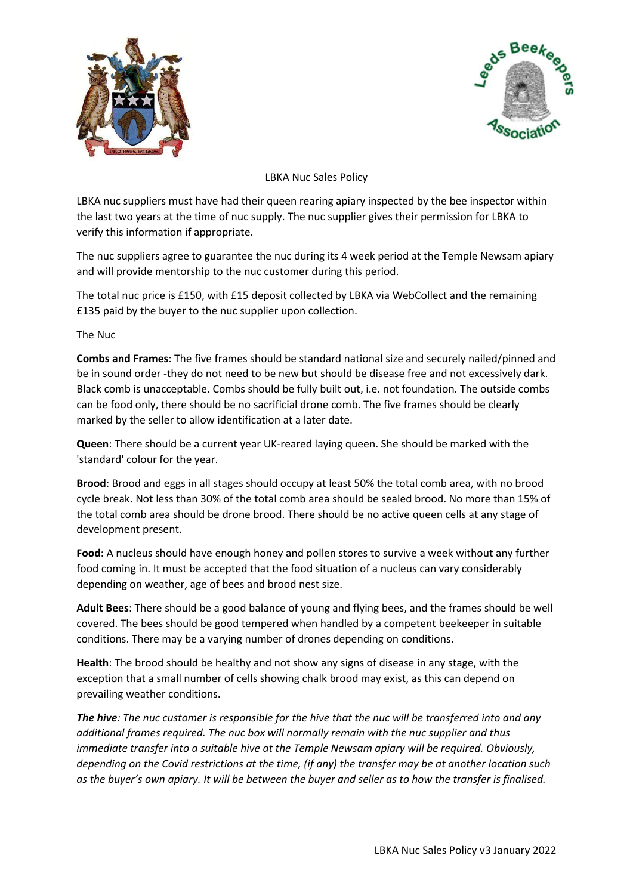# LBKA Nuc Sales Policy

LBKA nuc suppliers must have had their queen rearing apiary inspected by the bee inspector within the last two years at the time of nuc supply. The nuc supplier gives their permission for LBKA to verify this information if appropriate.

The nuc suppliers agree to guarantee the nuc during its 4 week period at the Temple Newsam apiary and will provide mentorship to the nuc customer during this period.

The total nuc price is £150, with £15 deposit collected by LBKA via WebCollect and the remaining £135 paid by the buyer to the nuc supplier upon collection.

## The Nuc

**Combs and Frames**: The five frames should be standard national size and securely nailed/pinned and be in sound order -they do not need to be new but should be disease free and not excessively dark. Black comb is unacceptable. Combs should be fully built out, i.e. not foundation. The outside combs can be food only, there should be no sacrificial drone comb. The five frames should be clearly marked by the seller to allow identification at a later date.

**Queen**: There should be a current year UK-reared laying queen. She should be marked with the 'standard' colour for the year.

**Brood**: Brood and eggs in all stages should occupy at least 50% the total comb area, with no brood cycle break. Not less than 30% of the total comb area should be sealed brood. No more than 15% of the total comb area should be drone brood. There should be no active queen cells at any stage of development present.

**Food**: A nucleus should have enough honey and pollen stores to survive a week without any further food coming in. It must be accepted that the food situation of a nucleus can vary considerably depending on weather, age of bees and brood nest size.

**Adult Bees**: There should be a good balance of young and flying bees, and the frames should be well covered. The bees should be good tempered when handled by a competent beekeeper in suitable conditions. There may be a varying number of drones depending on conditions.

**Health**: The brood should be healthy and not show any signs of disease in any stage, with the exception that a small number of cells showing chalk brood may exist, as this can depend on prevailing weather conditions.

***The hive**: The nuc customer is responsible for the hive that the nuc will be transferred into and any additional frames required. The nuc box will normally remain with the nuc supplier and thus immediate transfer into a suitable hive at the Temple Newsam apiary will be required. Obviously, depending on the Covid restrictions at the time, (if any) the transfer may be at another location such as the buyer's own apiary. It will be between the buyer and seller as to how the transfer is finalised.*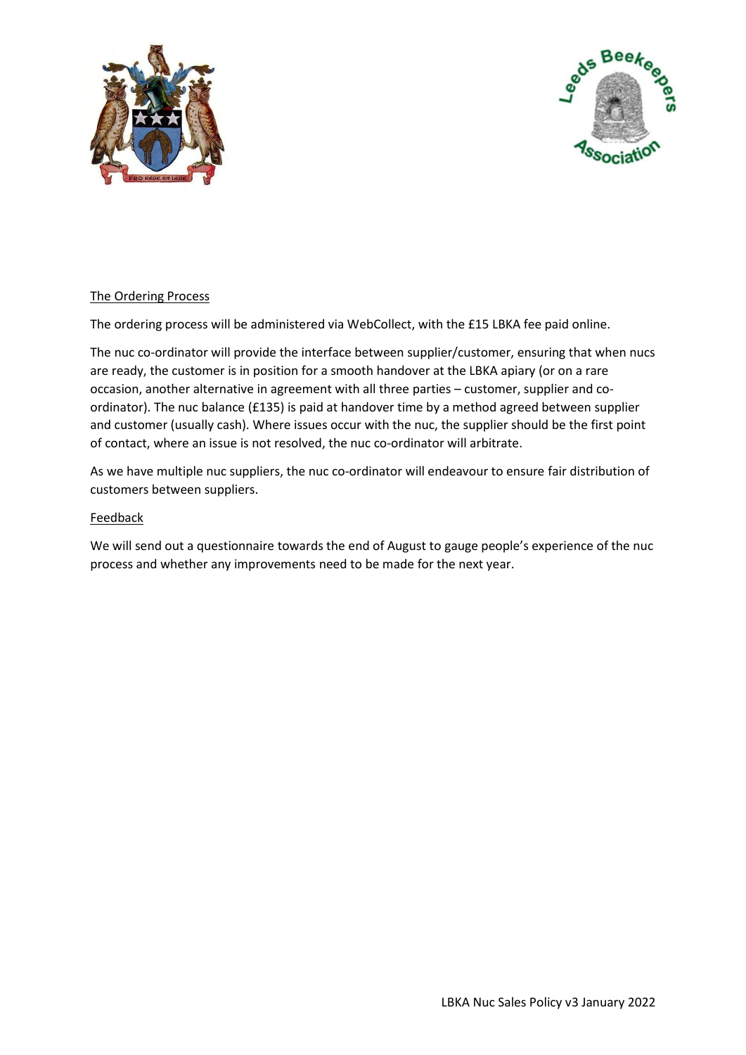## The Ordering Process

The ordering process will be administered via WebCollect, with the £15 LBKA fee paid online.

The nuc co-ordinator will provide the interface between supplier/customer, ensuring that when nucs are ready, the customer is in position for a smooth handover at the LBKA apiary (or on a rare occasion, another alternative in agreement with all three parties – customer, supplier and co-ordinator). The nuc balance (£135) is paid at handover time by a method agreed between supplier and customer (usually cash). Where issues occur with the nuc, the supplier should be the first point of contact, where an issue is not resolved, the nuc co-ordinator will arbitrate.

As we have multiple nuc suppliers, the nuc co-ordinator will endeavour to ensure fair distribution of customers between suppliers.

## Feedback

We will send out a questionnaire towards the end of August to gauge people's experience of the nuc process and whether any improvements need to be made for the next year.